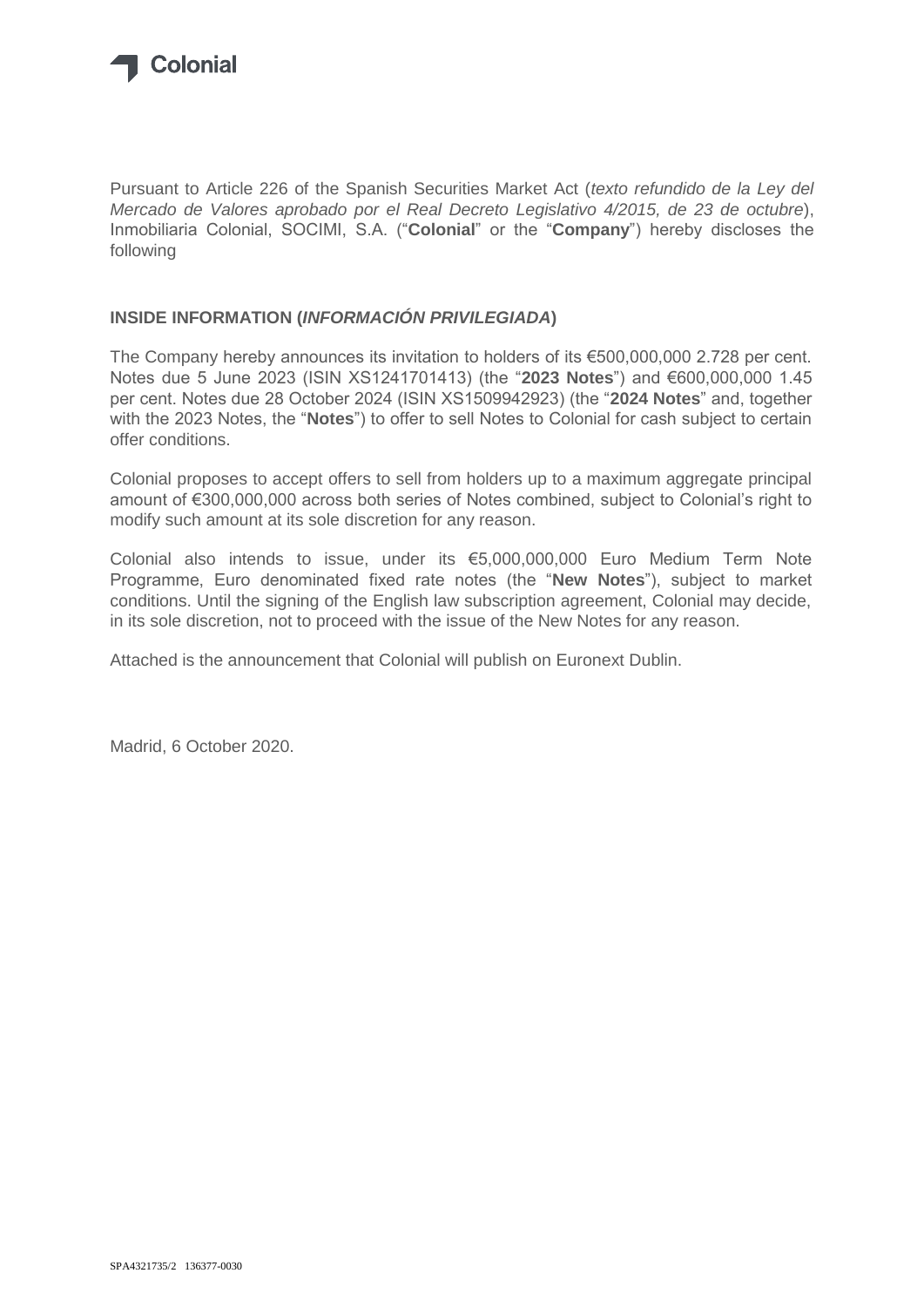Colonial

Pursuant to Article 226 of the Spanish Securities Market Act (*texto refundido de la Ley del Mercado de Valores aprobado por el Real Decreto Legislativo 4/2015, de 23 de octubre*), Inmobiliaria Colonial, SOCIMI, S.A. ("**Colonial**" or the "**Company**") hereby discloses the following

**INSIDE INFORMATION (*INFORMACIÓN PRIVILEGIADA*)**

The Company hereby announces its invitation to holders of its €500,000,000 2.728 per cent. Notes due 5 June 2023 (ISIN XS1241701413) (the "**2023 Notes**") and €600,000,000 1.45 per cent. Notes due 28 October 2024 (ISIN XS1509942923) (the "**2024 Notes**" and, together with the 2023 Notes, the "**Notes**") to offer to sell Notes to Colonial for cash subject to certain offer conditions.

Colonial proposes to accept offers to sell from holders up to a maximum aggregate principal amount of €300,000,000 across both series of Notes combined, subject to Colonial's right to modify such amount at its sole discretion for any reason.

Colonial also intends to issue, under its €5,000,000,000 Euro Medium Term Note Programme, Euro denominated fixed rate notes (the "**New Notes**"), subject to market conditions. Until the signing of the English law subscription agreement, Colonial may decide, in its sole discretion, not to proceed with the issue of the New Notes for any reason.

Attached is the announcement that Colonial will publish on Euronext Dublin.

Madrid, 6 October 2020.

SPA4321735/2 136377-0030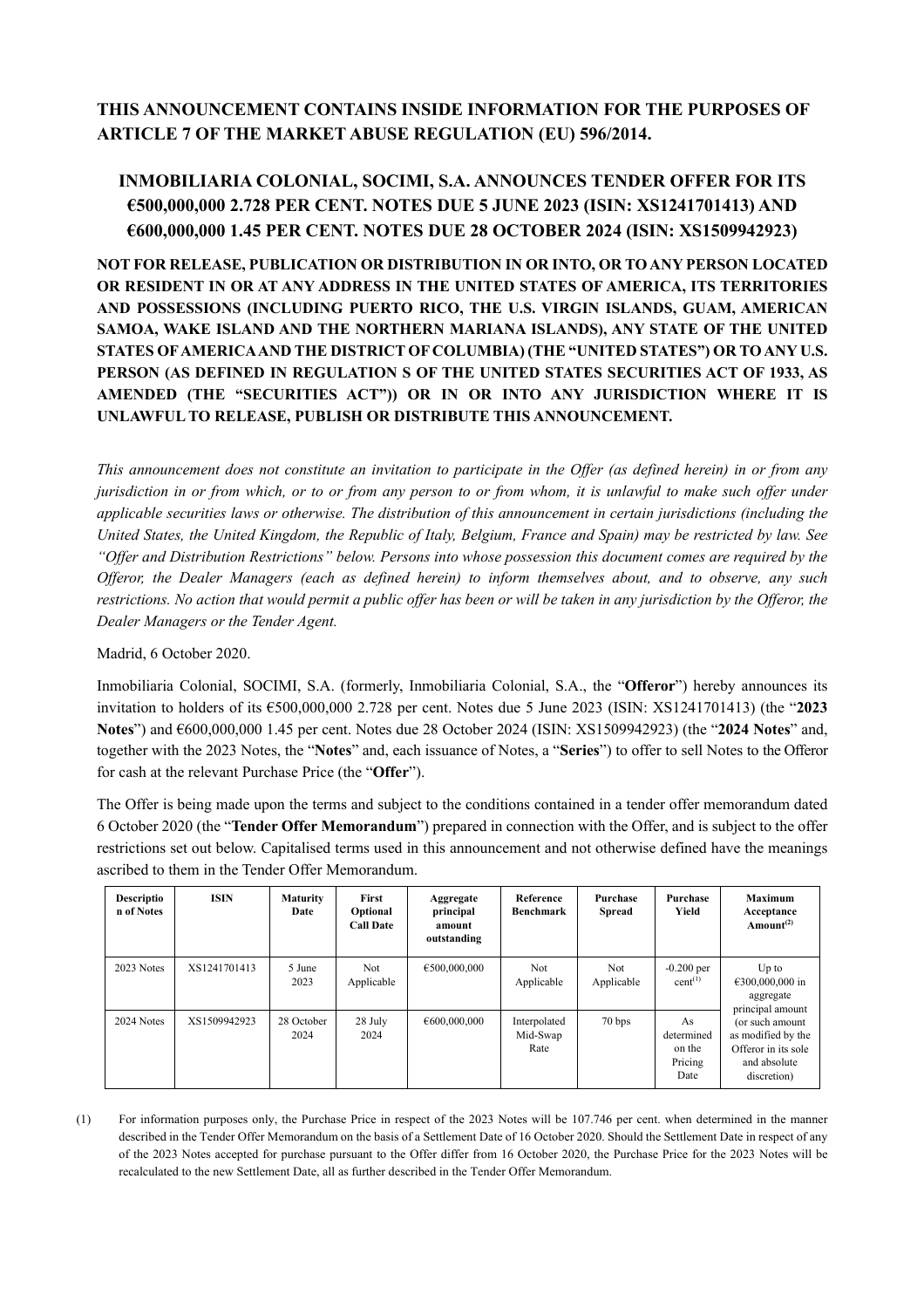**THIS ANNOUNCEMENT CONTAINS INSIDE INFORMATION FOR THE PURPOSES OF ARTICLE 7 OF THE MARKET ABUSE REGULATION (EU) 596/2014.**

# INMOBILIARIA COLONIAL, SOCIMI, S.A. ANNOUNCES TENDER OFFER FOR ITS €500,000,000 2.728 PER CENT. NOTES DUE 5 JUNE 2023 (ISIN: XS1241701413) AND €600,000,000 1.45 PER CENT. NOTES DUE 28 OCTOBER 2024 (ISIN: XS1509942923)

**NOT FOR RELEASE, PUBLICATION OR DISTRIBUTION IN OR INTO, OR TO ANY PERSON LOCATED OR RESIDENT IN OR AT ANY ADDRESS IN THE UNITED STATES OF AMERICA, ITS TERRITORIES AND POSSESSIONS (INCLUDING PUERTO RICO, THE U.S. VIRGIN ISLANDS, GUAM, AMERICAN SAMOA, WAKE ISLAND AND THE NORTHERN MARIANA ISLANDS), ANY STATE OF THE UNITED STATES OF AMERICA AND THE DISTRICT OF COLUMBIA) (THE "UNITED STATES") OR TO ANY U.S. PERSON (AS DEFINED IN REGULATION S OF THE UNITED STATES SECURITIES ACT OF 1933, AS AMENDED (THE "SECURITIES ACT")) OR IN OR INTO ANY JURISDICTION WHERE IT IS UNLAWFUL TO RELEASE, PUBLISH OR DISTRIBUTE THIS ANNOUNCEMENT.**

*This announcement does not constitute an invitation to participate in the Offer (as defined herein) in or from any jurisdiction in or from which, or to or from any person to or from whom, it is unlawful to make such offer under applicable securities laws or otherwise. The distribution of this announcement in certain jurisdictions (including the United States, the United Kingdom, the Republic of Italy, Belgium, France and Spain) may be restricted by law. See "Offer and Distribution Restrictions" below. Persons into whose possession this document comes are required by the Offeror, the Dealer Managers (each as defined herein) to inform themselves about, and to observe, any such restrictions. No action that would permit a public offer has been or will be taken in any jurisdiction by the Offeror, the Dealer Managers or the Tender Agent.*

Madrid, 6 October 2020.

Inmobiliaria Colonial, SOCIMI, S.A. (formerly, Inmobiliaria Colonial, S.A., the "**Offeror**") hereby announces its invitation to holders of its €500,000,000 2.728 per cent. Notes due 5 June 2023 (ISIN: XS1241701413) (the "**2023 Notes**") and €600,000,000 1.45 per cent. Notes due 28 October 2024 (ISIN: XS1509942923) (the "**2024 Notes**" and, together with the 2023 Notes, the "**Notes**" and, each issuance of Notes, a "**Series**") to offer to sell Notes to the Offeror for cash at the relevant Purchase Price (the "**Offer**").

The Offer is being made upon the terms and subject to the conditions contained in a tender offer memorandum dated 6 October 2020 (the "**Tender Offer Memorandum**") prepared in connection with the Offer, and is subject to the offer restrictions set out below. Capitalised terms used in this announcement and not otherwise defined have the meanings ascribed to them in the Tender Offer Memorandum.

| Description of Notes | ISIN | Maturity Date | First Optional Call Date | Aggregate principal amount outstanding | Reference Benchmark | Purchase Spread | Purchase Yield | Maximum Acceptance Amount[(2)] |
|---|---|---|---|---|---|---|---|---|
| 2023 Notes | XS1241701413 | 5 June 2023 | Not Applicable | €500,000,000 | Not Applicable | Not Applicable | -0.200 per cent[(1)] | Up to €300,000,000 in aggregate principal amount (or such amount as modified by the Offeror in its sole and absolute discretion) |
| 2024 Notes | XS1509942923 | 28 October 2024 | 28 July 2024 | €600,000,000 | Interpolated Mid-Swap Rate | 70 bps | As determined on the Pricing Date | |

(1) For information purposes only, the Purchase Price in respect of the 2023 Notes will be 107.746 per cent. when determined in the manner described in the Tender Offer Memorandum on the basis of a Settlement Date of 16 October 2020. Should the Settlement Date in respect of any of the 2023 Notes accepted for purchase pursuant to the Offer differ from 16 October 2020, the Purchase Price for the 2023 Notes will be recalculated to the new Settlement Date, all as further described in the Tender Offer Memorandum.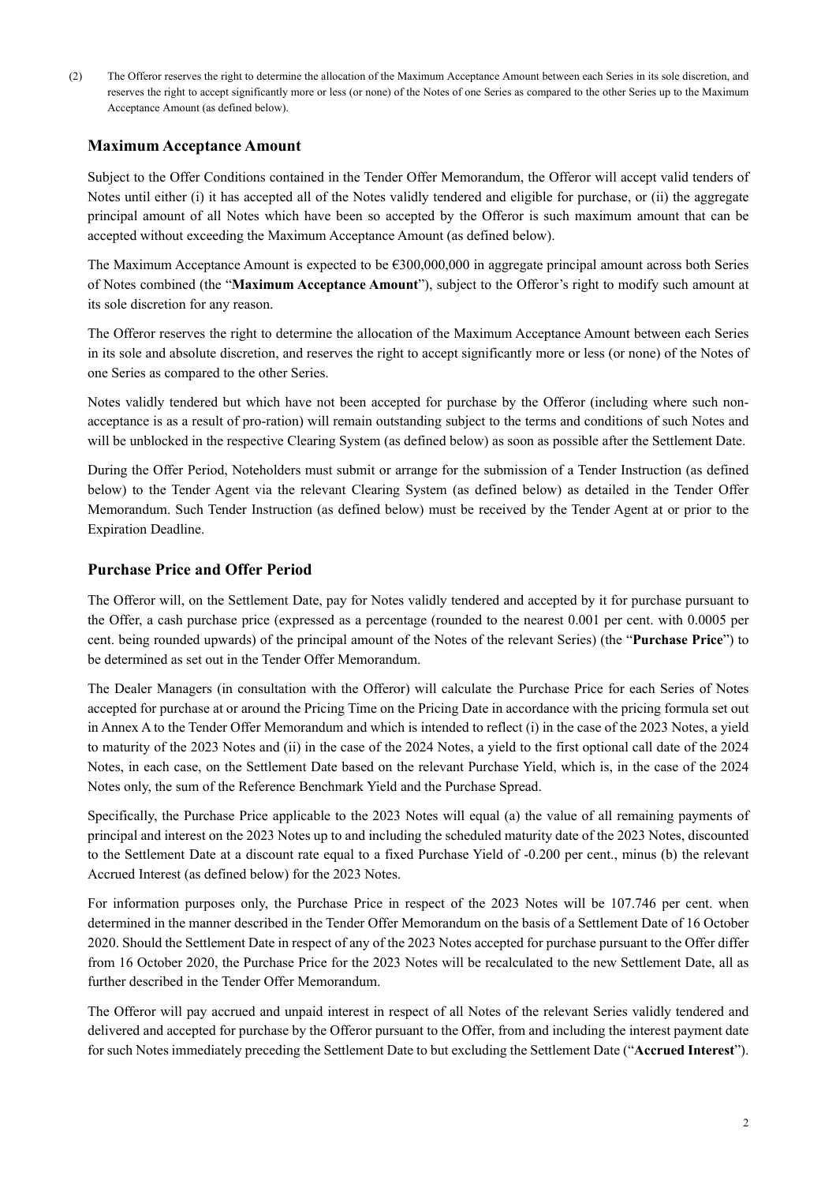(2) The Offeror reserves the right to determine the allocation of the Maximum Acceptance Amount between each Series in its sole discretion, and reserves the right to accept significantly more or less (or none) of the Notes of one Series as compared to the other Series up to the Maximum Acceptance Amount (as defined below).

## Maximum Acceptance Amount

Subject to the Offer Conditions contained in the Tender Offer Memorandum, the Offeror will accept valid tenders of Notes until either (i) it has accepted all of the Notes validly tendered and eligible for purchase, or (ii) the aggregate principal amount of all Notes which have been so accepted by the Offeror is such maximum amount that can be accepted without exceeding the Maximum Acceptance Amount (as defined below).

The Maximum Acceptance Amount is expected to be €300,000,000 in aggregate principal amount across both Series of Notes combined (the "**Maximum Acceptance Amount**"), subject to the Offeror's right to modify such amount at its sole discretion for any reason.

The Offeror reserves the right to determine the allocation of the Maximum Acceptance Amount between each Series in its sole and absolute discretion, and reserves the right to accept significantly more or less (or none) of the Notes of one Series as compared to the other Series.

Notes validly tendered but which have not been accepted for purchase by the Offeror (including where such non-acceptance is as a result of pro-ration) will remain outstanding subject to the terms and conditions of such Notes and will be unblocked in the respective Clearing System (as defined below) as soon as possible after the Settlement Date.

During the Offer Period, Noteholders must submit or arrange for the submission of a Tender Instruction (as defined below) to the Tender Agent via the relevant Clearing System (as defined below) as detailed in the Tender Offer Memorandum. Such Tender Instruction (as defined below) must be received by the Tender Agent at or prior to the Expiration Deadline.

## Purchase Price and Offer Period

The Offeror will, on the Settlement Date, pay for Notes validly tendered and accepted by it for purchase pursuant to the Offer, a cash purchase price (expressed as a percentage (rounded to the nearest 0.001 per cent. with 0.0005 per cent. being rounded upwards) of the principal amount of the Notes of the relevant Series) (the "**Purchase Price**") to be determined as set out in the Tender Offer Memorandum.

The Dealer Managers (in consultation with the Offeror) will calculate the Purchase Price for each Series of Notes accepted for purchase at or around the Pricing Time on the Pricing Date in accordance with the pricing formula set out in Annex A to the Tender Offer Memorandum and which is intended to reflect (i) in the case of the 2023 Notes, a yield to maturity of the 2023 Notes and (ii) in the case of the 2024 Notes, a yield to the first optional call date of the 2024 Notes, in each case, on the Settlement Date based on the relevant Purchase Yield, which is, in the case of the 2024 Notes only, the sum of the Reference Benchmark Yield and the Purchase Spread.

Specifically, the Purchase Price applicable to the 2023 Notes will equal (a) the value of all remaining payments of principal and interest on the 2023 Notes up to and including the scheduled maturity date of the 2023 Notes, discounted to the Settlement Date at a discount rate equal to a fixed Purchase Yield of -0.200 per cent., minus (b) the relevant Accrued Interest (as defined below) for the 2023 Notes.

For information purposes only, the Purchase Price in respect of the 2023 Notes will be 107.746 per cent. when determined in the manner described in the Tender Offer Memorandum on the basis of a Settlement Date of 16 October 2020. Should the Settlement Date in respect of any of the 2023 Notes accepted for purchase pursuant to the Offer differ from 16 October 2020, the Purchase Price for the 2023 Notes will be recalculated to the new Settlement Date, all as further described in the Tender Offer Memorandum.

The Offeror will pay accrued and unpaid interest in respect of all Notes of the relevant Series validly tendered and delivered and accepted for purchase by the Offeror pursuant to the Offer, from and including the interest payment date for such Notes immediately preceding the Settlement Date to but excluding the Settlement Date ("**Accrued Interest**").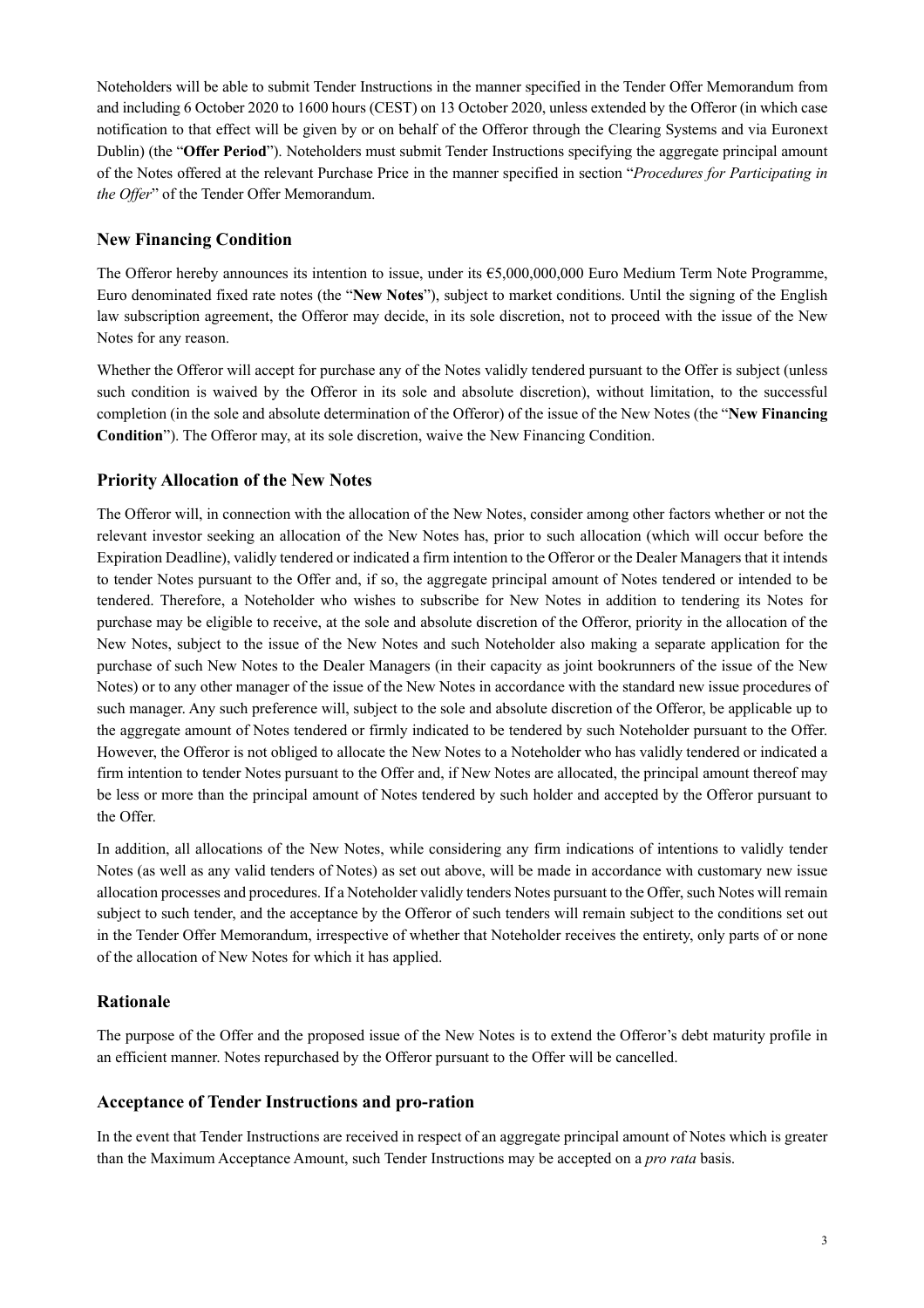Noteholders will be able to submit Tender Instructions in the manner specified in the Tender Offer Memorandum from and including 6 October 2020 to 1600 hours (CEST) on 13 October 2020, unless extended by the Offeror (in which case notification to that effect will be given by or on behalf of the Offeror through the Clearing Systems and via Euronext Dublin) (the "**Offer Period**"). Noteholders must submit Tender Instructions specifying the aggregate principal amount of the Notes offered at the relevant Purchase Price in the manner specified in section "*Procedures for Participating in the Offer*" of the Tender Offer Memorandum.

## New Financing Condition

The Offeror hereby announces its intention to issue, under its €5,000,000,000 Euro Medium Term Note Programme, Euro denominated fixed rate notes (the "**New Notes**"), subject to market conditions. Until the signing of the English law subscription agreement, the Offeror may decide, in its sole discretion, not to proceed with the issue of the New Notes for any reason.

Whether the Offeror will accept for purchase any of the Notes validly tendered pursuant to the Offer is subject (unless such condition is waived by the Offeror in its sole and absolute discretion), without limitation, to the successful completion (in the sole and absolute determination of the Offeror) of the issue of the New Notes (the "**New Financing Condition**"). The Offeror may, at its sole discretion, waive the New Financing Condition.

## Priority Allocation of the New Notes

The Offeror will, in connection with the allocation of the New Notes, consider among other factors whether or not the relevant investor seeking an allocation of the New Notes has, prior to such allocation (which will occur before the Expiration Deadline), validly tendered or indicated a firm intention to the Offeror or the Dealer Managers that it intends to tender Notes pursuant to the Offer and, if so, the aggregate principal amount of Notes tendered or intended to be tendered. Therefore, a Noteholder who wishes to subscribe for New Notes in addition to tendering its Notes for purchase may be eligible to receive, at the sole and absolute discretion of the Offeror, priority in the allocation of the New Notes, subject to the issue of the New Notes and such Noteholder also making a separate application for the purchase of such New Notes to the Dealer Managers (in their capacity as joint bookrunners of the issue of the New Notes) or to any other manager of the issue of the New Notes in accordance with the standard new issue procedures of such manager. Any such preference will, subject to the sole and absolute discretion of the Offeror, be applicable up to the aggregate amount of Notes tendered or firmly indicated to be tendered by such Noteholder pursuant to the Offer. However, the Offeror is not obliged to allocate the New Notes to a Noteholder who has validly tendered or indicated a firm intention to tender Notes pursuant to the Offer and, if New Notes are allocated, the principal amount thereof may be less or more than the principal amount of Notes tendered by such holder and accepted by the Offeror pursuant to the Offer.

In addition, all allocations of the New Notes, while considering any firm indications of intentions to validly tender Notes (as well as any valid tenders of Notes) as set out above, will be made in accordance with customary new issue allocation processes and procedures. If a Noteholder validly tenders Notes pursuant to the Offer, such Notes will remain subject to such tender, and the acceptance by the Offeror of such tenders will remain subject to the conditions set out in the Tender Offer Memorandum, irrespective of whether that Noteholder receives the entirety, only parts of or none of the allocation of New Notes for which it has applied.

## Rationale

The purpose of the Offer and the proposed issue of the New Notes is to extend the Offeror's debt maturity profile in an efficient manner. Notes repurchased by the Offeror pursuant to the Offer will be cancelled.

## Acceptance of Tender Instructions and pro-ration

In the event that Tender Instructions are received in respect of an aggregate principal amount of Notes which is greater than the Maximum Acceptance Amount, such Tender Instructions may be accepted on a *pro rata* basis.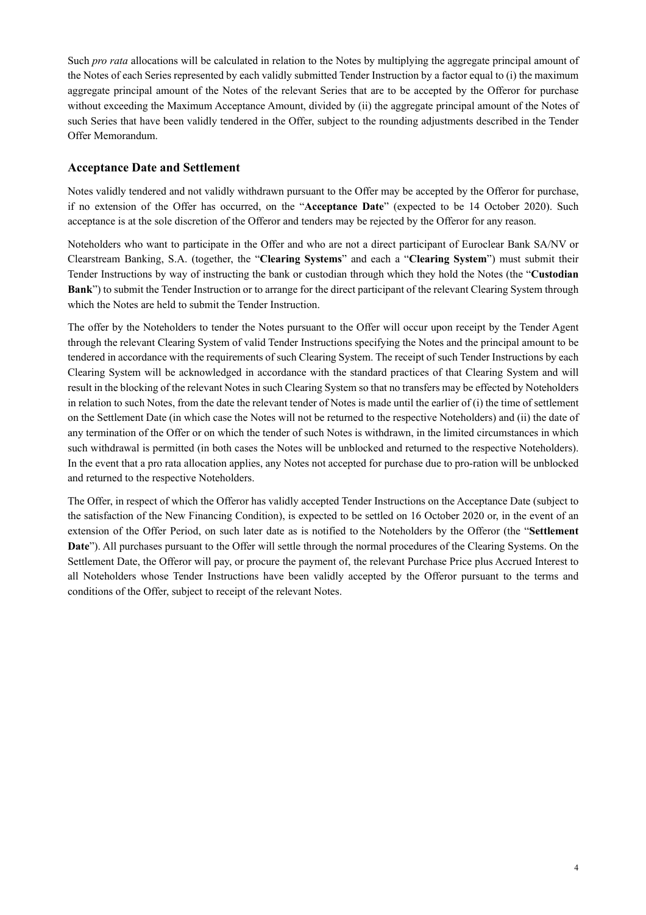Such *pro rata* allocations will be calculated in relation to the Notes by multiplying the aggregate principal amount of the Notes of each Series represented by each validly submitted Tender Instruction by a factor equal to (i) the maximum aggregate principal amount of the Notes of the relevant Series that are to be accepted by the Offeror for purchase without exceeding the Maximum Acceptance Amount, divided by (ii) the aggregate principal amount of the Notes of such Series that have been validly tendered in the Offer, subject to the rounding adjustments described in the Tender Offer Memorandum.

## Acceptance Date and Settlement

Notes validly tendered and not validly withdrawn pursuant to the Offer may be accepted by the Offeror for purchase, if no extension of the Offer has occurred, on the "**Acceptance Date**" (expected to be 14 October 2020). Such acceptance is at the sole discretion of the Offeror and tenders may be rejected by the Offeror for any reason.

Noteholders who want to participate in the Offer and who are not a direct participant of Euroclear Bank SA/NV or Clearstream Banking, S.A. (together, the "**Clearing Systems**" and each a "**Clearing System**") must submit their Tender Instructions by way of instructing the bank or custodian through which they hold the Notes (the "**Custodian Bank**") to submit the Tender Instruction or to arrange for the direct participant of the relevant Clearing System through which the Notes are held to submit the Tender Instruction.

The offer by the Noteholders to tender the Notes pursuant to the Offer will occur upon receipt by the Tender Agent through the relevant Clearing System of valid Tender Instructions specifying the Notes and the principal amount to be tendered in accordance with the requirements of such Clearing System. The receipt of such Tender Instructions by each Clearing System will be acknowledged in accordance with the standard practices of that Clearing System and will result in the blocking of the relevant Notes in such Clearing System so that no transfers may be effected by Noteholders in relation to such Notes, from the date the relevant tender of Notes is made until the earlier of (i) the time of settlement on the Settlement Date (in which case the Notes will not be returned to the respective Noteholders) and (ii) the date of any termination of the Offer or on which the tender of such Notes is withdrawn, in the limited circumstances in which such withdrawal is permitted (in both cases the Notes will be unblocked and returned to the respective Noteholders). In the event that a pro rata allocation applies, any Notes not accepted for purchase due to pro-ration will be unblocked and returned to the respective Noteholders.

The Offer, in respect of which the Offeror has validly accepted Tender Instructions on the Acceptance Date (subject to the satisfaction of the New Financing Condition), is expected to be settled on 16 October 2020 or, in the event of an extension of the Offer Period, on such later date as is notified to the Noteholders by the Offeror (the "**Settlement Date**"). All purchases pursuant to the Offer will settle through the normal procedures of the Clearing Systems. On the Settlement Date, the Offeror will pay, or procure the payment of, the relevant Purchase Price plus Accrued Interest to all Noteholders whose Tender Instructions have been validly accepted by the Offeror pursuant to the terms and conditions of the Offer, subject to receipt of the relevant Notes.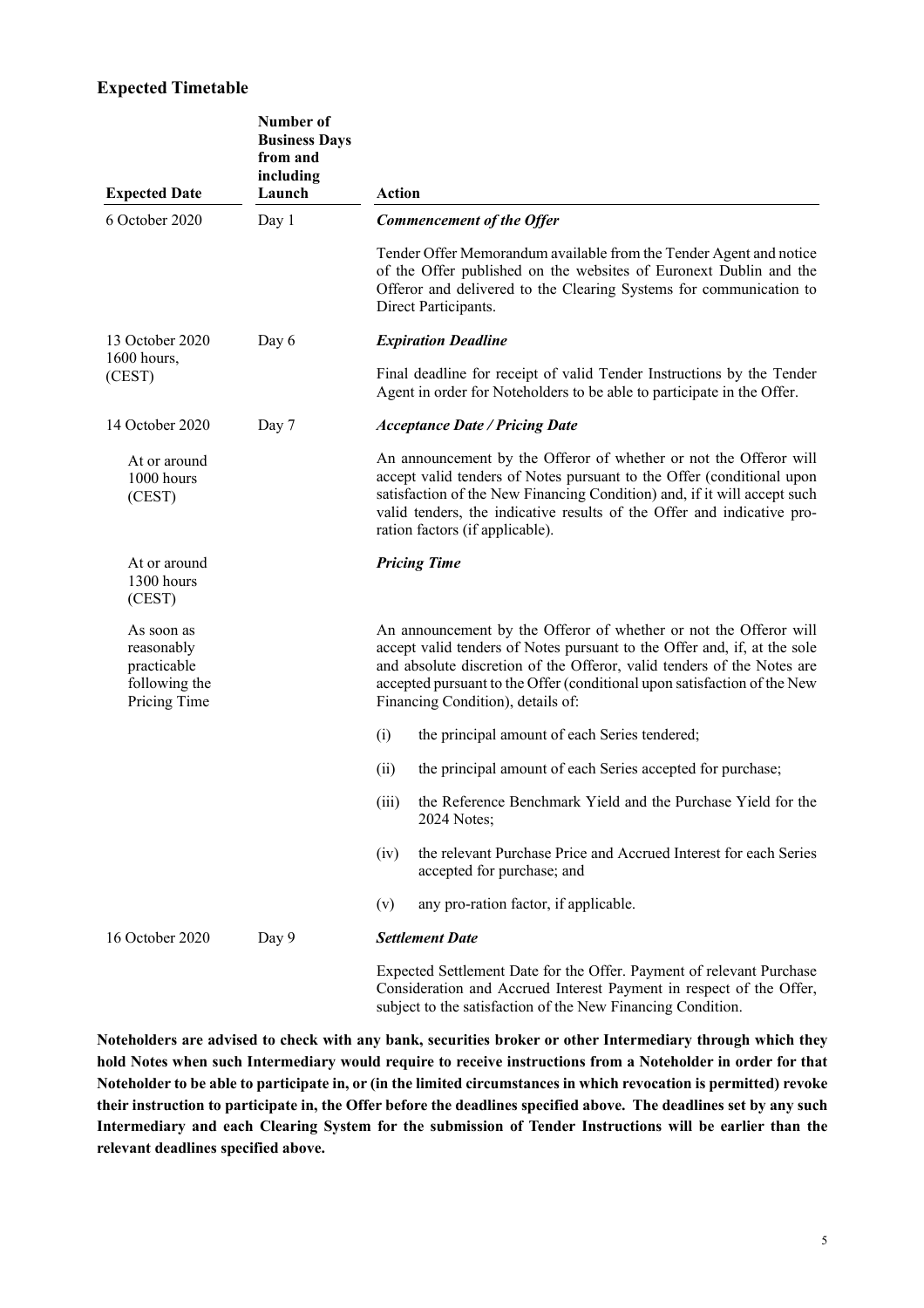## Expected Timetable

| Expected Date | Number of Business Days from and including Launch | Action |
|---|---|---|
| 6 October 2020 | Day 1 | ***Commencement of the Offer*** |
| | | Tender Offer Memorandum available from the Tender Agent and notice of the Offer published on the websites of Euronext Dublin and the Offeror and delivered to the Clearing Systems for communication to Direct Participants. |
| 13 October 2020 1600 hours, (CEST) | Day 6 | ***Expiration Deadline*** |
| | | Final deadline for receipt of valid Tender Instructions by the Tender Agent in order for Noteholders to be able to participate in the Offer. |
| 14 October 2020 | Day 7 | ***Acceptance Date / Pricing Date*** |
| At or around 1000 hours (CEST) | | An announcement by the Offeror of whether or not the Offeror will accept valid tenders of Notes pursuant to the Offer (conditional upon satisfaction of the New Financing Condition) and, if it will accept such valid tenders, the indicative results of the Offer and indicative pro-ration factors (if applicable). |
| At or around 1300 hours (CEST) | | ***Pricing Time*** |
| As soon as reasonably practicable following the Pricing Time | | An announcement by the Offeror of whether or not the Offeror will accept valid tenders of Notes pursuant to the Offer and, if, at the sole and absolute discretion of the Offeror, valid tenders of the Notes are accepted pursuant to the Offer (conditional upon satisfaction of the New Financing Condition), details of:<br>(i) the principal amount of each Series tendered;<br>(ii) the principal amount of each Series accepted for purchase;<br>(iii) the Reference Benchmark Yield and the Purchase Yield for the 2024 Notes;<br>(iv) the relevant Purchase Price and Accrued Interest for each Series accepted for purchase; and<br>(v) any pro-ration factor, if applicable. |
| 16 October 2020 | Day 9 | ***Settlement Date*** |
| | | Expected Settlement Date for the Offer. Payment of relevant Purchase Consideration and Accrued Interest Payment in respect of the Offer, subject to the satisfaction of the New Financing Condition. |

**Noteholders are advised to check with any bank, securities broker or other Intermediary through which they hold Notes when such Intermediary would require to receive instructions from a Noteholder in order for that Noteholder to be able to participate in, or (in the limited circumstances in which revocation is permitted) revoke their instruction to participate in, the Offer before the deadlines specified above. The deadlines set by any such Intermediary and each Clearing System for the submission of Tender Instructions will be earlier than the relevant deadlines specified above.**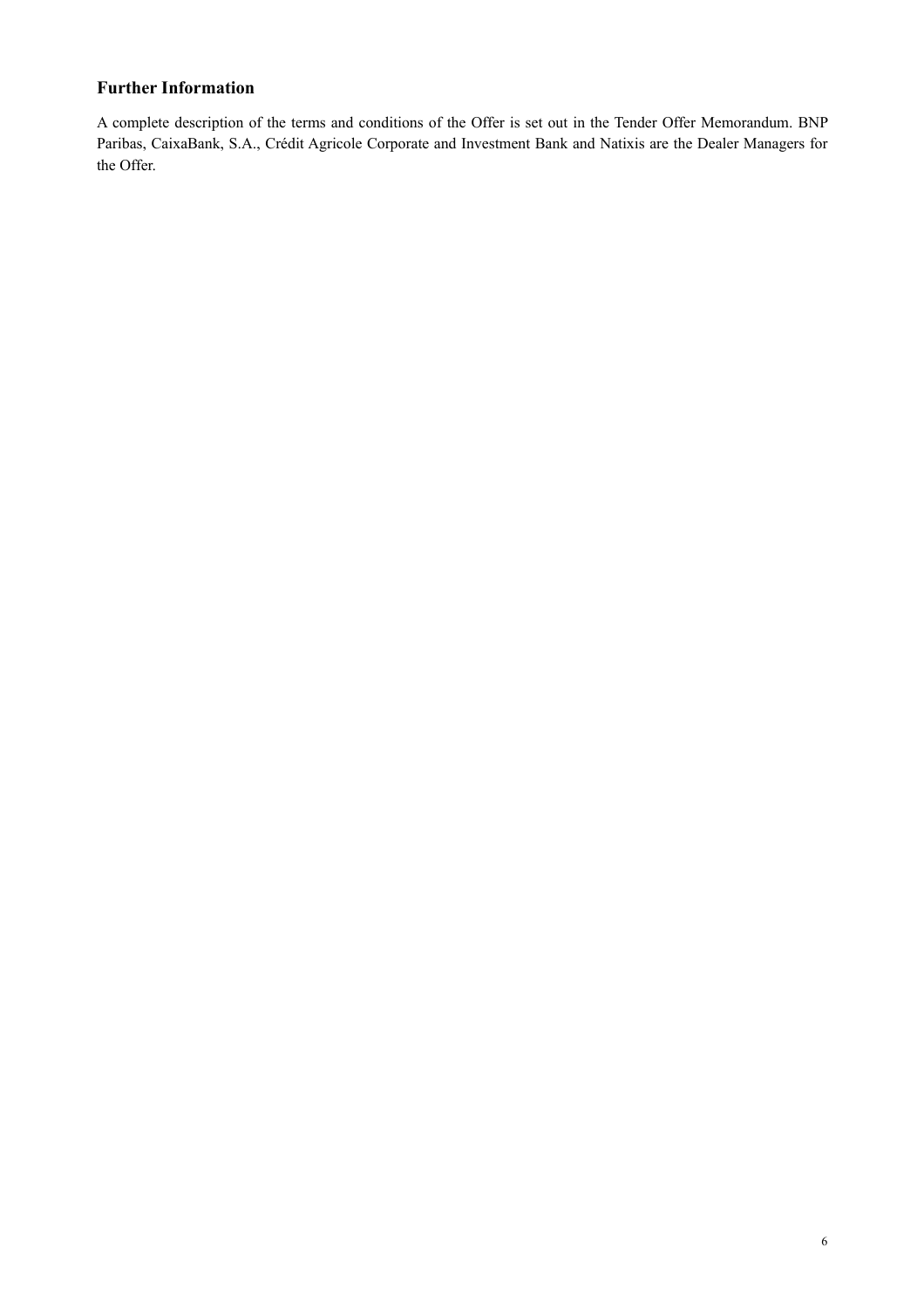## Further Information

A complete description of the terms and conditions of the Offer is set out in the Tender Offer Memorandum. BNP Paribas, CaixaBank, S.A., Crédit Agricole Corporate and Investment Bank and Natixis are the Dealer Managers for the Offer.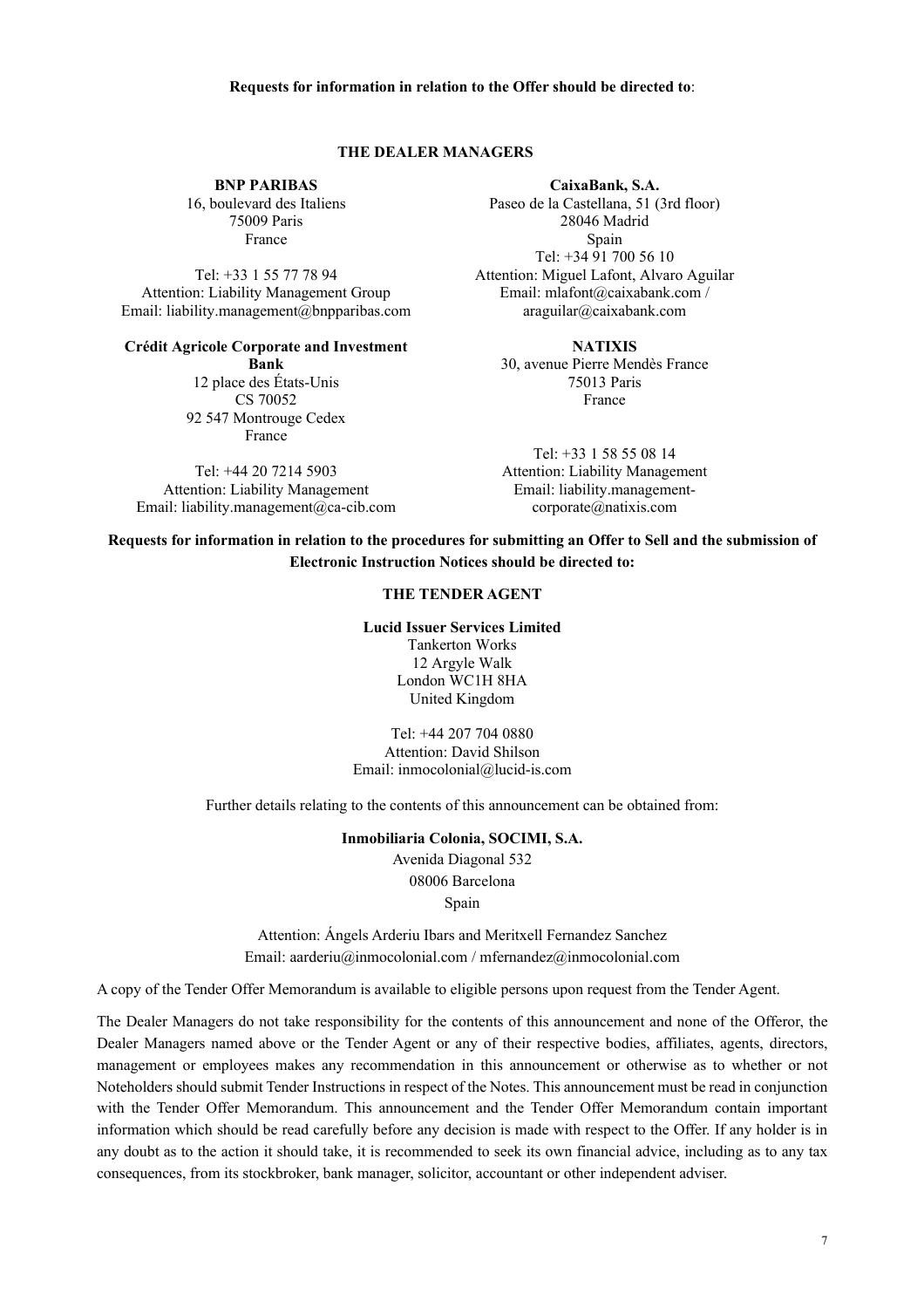**Requests for information in relation to the Offer should be directed to**:

**THE DEALER MANAGERS**

**BNP PARIBAS**
16, boulevard des Italiens
75009 Paris
France

Tel: +33 1 55 77 78 94
Attention: Liability Management Group
Email: liability.management@bnpparibas.com

**CaixaBank, S.A.**
Paseo de la Castellana, 51 (3rd floor)
28046 Madrid
Spain
Tel: +34 91 700 56 10
Attention: Miguel Lafont, Alvaro Aguilar
Email: mlafont@caixabank.com / araguilar@caixabank.com

**Crédit Agricole Corporate and Investment Bank**
12 place des États-Unis
CS 70052
92 547 Montrouge Cedex
France

Tel: +44 20 7214 5903
Attention: Liability Management
Email: liability.management@ca-cib.com

**NATIXIS**
30, avenue Pierre Mendès France
75013 Paris
France

Tel: +33 1 58 55 08 14
Attention: Liability Management
Email: liability.management-corporate@natixis.com

**Requests for information in relation to the procedures for submitting an Offer to Sell and the submission of Electronic Instruction Notices should be directed to:**

**THE TENDER AGENT**

**Lucid Issuer Services Limited**
Tankerton Works
12 Argyle Walk
London WC1H 8HA
United Kingdom

Tel: +44 207 704 0880
Attention: David Shilson
Email: inmocolonial@lucid-is.com

Further details relating to the contents of this announcement can be obtained from:

**Inmobiliaria Colonia, SOCIMI, S.A.**
Avenida Diagonal 532
08006 Barcelona
Spain

Attention: Ángels Arderiu Ibars and Meritxell Fernandez Sanchez
Email: aarderiu@inmocolonial.com / mfernandez@inmocolonial.com

A copy of the Tender Offer Memorandum is available to eligible persons upon request from the Tender Agent.

The Dealer Managers do not take responsibility for the contents of this announcement and none of the Offeror, the Dealer Managers named above or the Tender Agent or any of their respective bodies, affiliates, agents, directors, management or employees makes any recommendation in this announcement or otherwise as to whether or not Noteholders should submit Tender Instructions in respect of the Notes. This announcement must be read in conjunction with the Tender Offer Memorandum. This announcement and the Tender Offer Memorandum contain important information which should be read carefully before any decision is made with respect to the Offer. If any holder is in any doubt as to the action it should take, it is recommended to seek its own financial advice, including as to any tax consequences, from its stockbroker, bank manager, solicitor, accountant or other independent adviser.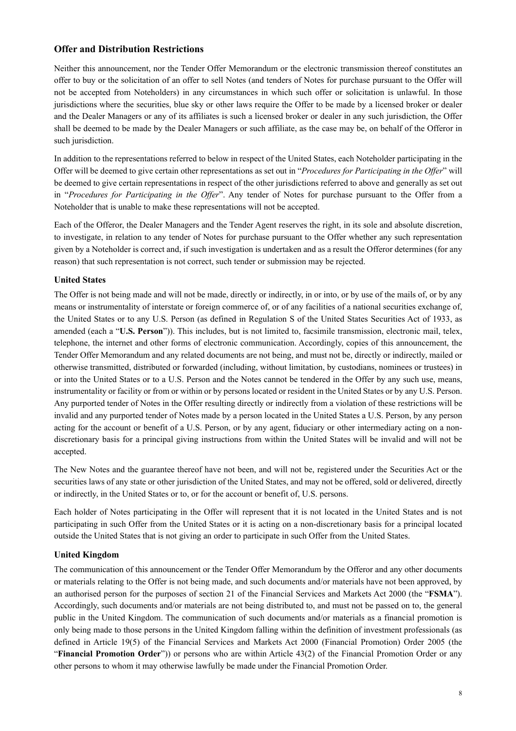## Offer and Distribution Restrictions

Neither this announcement, nor the Tender Offer Memorandum or the electronic transmission thereof constitutes an offer to buy or the solicitation of an offer to sell Notes (and tenders of Notes for purchase pursuant to the Offer will not be accepted from Noteholders) in any circumstances in which such offer or solicitation is unlawful. In those jurisdictions where the securities, blue sky or other laws require the Offer to be made by a licensed broker or dealer and the Dealer Managers or any of its affiliates is such a licensed broker or dealer in any such jurisdiction, the Offer shall be deemed to be made by the Dealer Managers or such affiliate, as the case may be, on behalf of the Offeror in such jurisdiction.

In addition to the representations referred to below in respect of the United States, each Noteholder participating in the Offer will be deemed to give certain other representations as set out in "*Procedures for Participating in the Offer*" will be deemed to give certain representations in respect of the other jurisdictions referred to above and generally as set out in "*Procedures for Participating in the Offer*". Any tender of Notes for purchase pursuant to the Offer from a Noteholder that is unable to make these representations will not be accepted.

Each of the Offeror, the Dealer Managers and the Tender Agent reserves the right, in its sole and absolute discretion, to investigate, in relation to any tender of Notes for purchase pursuant to the Offer whether any such representation given by a Noteholder is correct and, if such investigation is undertaken and as a result the Offeror determines (for any reason) that such representation is not correct, such tender or submission may be rejected.

### United States

The Offer is not being made and will not be made, directly or indirectly, in or into, or by use of the mails of, or by any means or instrumentality of interstate or foreign commerce of, or of any facilities of a national securities exchange of, the United States or to any U.S. Person (as defined in Regulation S of the United States Securities Act of 1933, as amended (each a "**U.S. Person**")). This includes, but is not limited to, facsimile transmission, electronic mail, telex, telephone, the internet and other forms of electronic communication. Accordingly, copies of this announcement, the Tender Offer Memorandum and any related documents are not being, and must not be, directly or indirectly, mailed or otherwise transmitted, distributed or forwarded (including, without limitation, by custodians, nominees or trustees) in or into the United States or to a U.S. Person and the Notes cannot be tendered in the Offer by any such use, means, instrumentality or facility or from or within or by persons located or resident in the United States or by any U.S. Person. Any purported tender of Notes in the Offer resulting directly or indirectly from a violation of these restrictions will be invalid and any purported tender of Notes made by a person located in the United States a U.S. Person, by any person acting for the account or benefit of a U.S. Person, or by any agent, fiduciary or other intermediary acting on a non-discretionary basis for a principal giving instructions from within the United States will be invalid and will not be accepted.

The New Notes and the guarantee thereof have not been, and will not be, registered under the Securities Act or the securities laws of any state or other jurisdiction of the United States, and may not be offered, sold or delivered, directly or indirectly, in the United States or to, or for the account or benefit of, U.S. persons.

Each holder of Notes participating in the Offer will represent that it is not located in the United States and is not participating in such Offer from the United States or it is acting on a non-discretionary basis for a principal located outside the United States that is not giving an order to participate in such Offer from the United States.

### United Kingdom

The communication of this announcement or the Tender Offer Memorandum by the Offeror and any other documents or materials relating to the Offer is not being made, and such documents and/or materials have not been approved, by an authorised person for the purposes of section 21 of the Financial Services and Markets Act 2000 (the "**FSMA**"). Accordingly, such documents and/or materials are not being distributed to, and must not be passed on to, the general public in the United Kingdom. The communication of such documents and/or materials as a financial promotion is only being made to those persons in the United Kingdom falling within the definition of investment professionals (as defined in Article 19(5) of the Financial Services and Markets Act 2000 (Financial Promotion) Order 2005 (the "**Financial Promotion Order**")) or persons who are within Article 43(2) of the Financial Promotion Order or any other persons to whom it may otherwise lawfully be made under the Financial Promotion Order.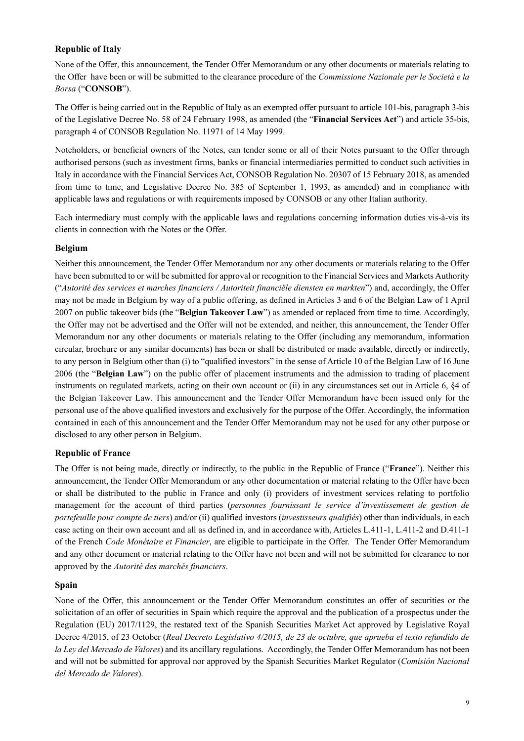### Republic of Italy

None of the Offer, this announcement, the Tender Offer Memorandum or any other documents or materials relating to the Offer have been or will be submitted to the clearance procedure of the *Commissione Nazionale per le Società e la Borsa* ("**CONSOB**").

The Offer is being carried out in the Republic of Italy as an exempted offer pursuant to article 101-bis, paragraph 3-bis of the Legislative Decree No. 58 of 24 February 1998, as amended (the "**Financial Services Act**") and article 35-bis, paragraph 4 of CONSOB Regulation No. 11971 of 14 May 1999.

Noteholders, or beneficial owners of the Notes, can tender some or all of their Notes pursuant to the Offer through authorised persons (such as investment firms, banks or financial intermediaries permitted to conduct such activities in Italy in accordance with the Financial Services Act, CONSOB Regulation No. 20307 of 15 February 2018, as amended from time to time, and Legislative Decree No. 385 of September 1, 1993, as amended) and in compliance with applicable laws and regulations or with requirements imposed by CONSOB or any other Italian authority.

Each intermediary must comply with the applicable laws and regulations concerning information duties vis-à-vis its clients in connection with the Notes or the Offer.

### Belgium

Neither this announcement, the Tender Offer Memorandum nor any other documents or materials relating to the Offer have been submitted to or will be submitted for approval or recognition to the Financial Services and Markets Authority ("*Autorité des services et marches financiers / Autoriteit financiële diensten en markten*") and, accordingly, the Offer may not be made in Belgium by way of a public offering, as defined in Articles 3 and 6 of the Belgian Law of 1 April 2007 on public takeover bids (the "**Belgian Takeover Law**") as amended or replaced from time to time. Accordingly, the Offer may not be advertised and the Offer will not be extended, and neither, this announcement, the Tender Offer Memorandum nor any other documents or materials relating to the Offer (including any memorandum, information circular, brochure or any similar documents) has been or shall be distributed or made available, directly or indirectly, to any person in Belgium other than (i) to "qualified investors" in the sense of Article 10 of the Belgian Law of 16 June 2006 (the "**Belgian Law**") on the public offer of placement instruments and the admission to trading of placement instruments on regulated markets, acting on their own account or (ii) in any circumstances set out in Article 6, §4 of the Belgian Takeover Law. This announcement and the Tender Offer Memorandum have been issued only for the personal use of the above qualified investors and exclusively for the purpose of the Offer. Accordingly, the information contained in each of this announcement and the Tender Offer Memorandum may not be used for any other purpose or disclosed to any other person in Belgium.

### Republic of France

The Offer is not being made, directly or indirectly, to the public in the Republic of France ("**France**"). Neither this announcement, the Tender Offer Memorandum or any other documentation or material relating to the Offer have been or shall be distributed to the public in France and only (i) providers of investment services relating to portfolio management for the account of third parties (*personnes fournissant le service d'investissement de gestion de portefeuille pour compte de tiers*) and/or (ii) qualified investors (*investisseurs qualifiés*) other than individuals, in each case acting on their own account and all as defined in, and in accordance with, Articles L.411-1, L.411-2 and D.411-1 of the French *Code Monétaire et Financier*, are eligible to participate in the Offer. The Tender Offer Memorandum and any other document or material relating to the Offer have not been and will not be submitted for clearance to nor approved by the *Autorité des marchés financiers*.

### Spain

None of the Offer, this announcement or the Tender Offer Memorandum constitutes an offer of securities or the solicitation of an offer of securities in Spain which require the approval and the publication of a prospectus under the Regulation (EU) 2017/1129, the restated text of the Spanish Securities Market Act approved by Legislative Royal Decree 4/2015, of 23 October (*Real Decreto Legislativo 4/2015, de 23 de octubre, que aprueba el texto refundido de la Ley del Mercado de Valores*) and its ancillary regulations. Accordingly, the Tender Offer Memorandum has not been and will not be submitted for approval nor approved by the Spanish Securities Market Regulator (*Comisión Nacional del Mercado de Valores*).